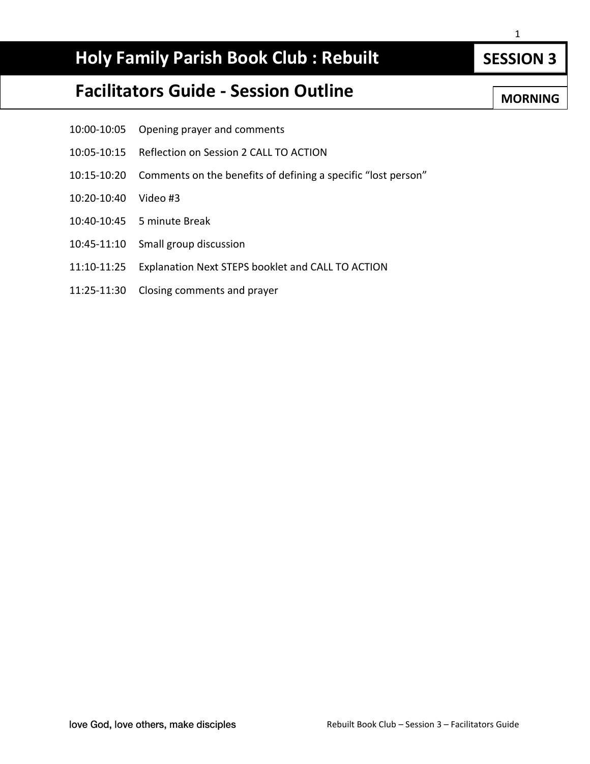# Holy Family Parish Book Club : Rebuilt

**SESSION 3**

## Facilitators Guide - Session Outline

**MORNING**

10:00-10:05 Opening prayer and comments

10:05-10:15 Reflection on Session 2 CALL TO ACTION

10:15-10:20 Comments on the benefits of defining a specific "lost person"

10:20-10:40 Video #3

10:40-10:45 5 minute Break

10:45-11:10 Small group discussion

11:10-11:25 Explanation Next STEPS booklet and CALL TO ACTION

11:25-11:30 Closing comments and prayer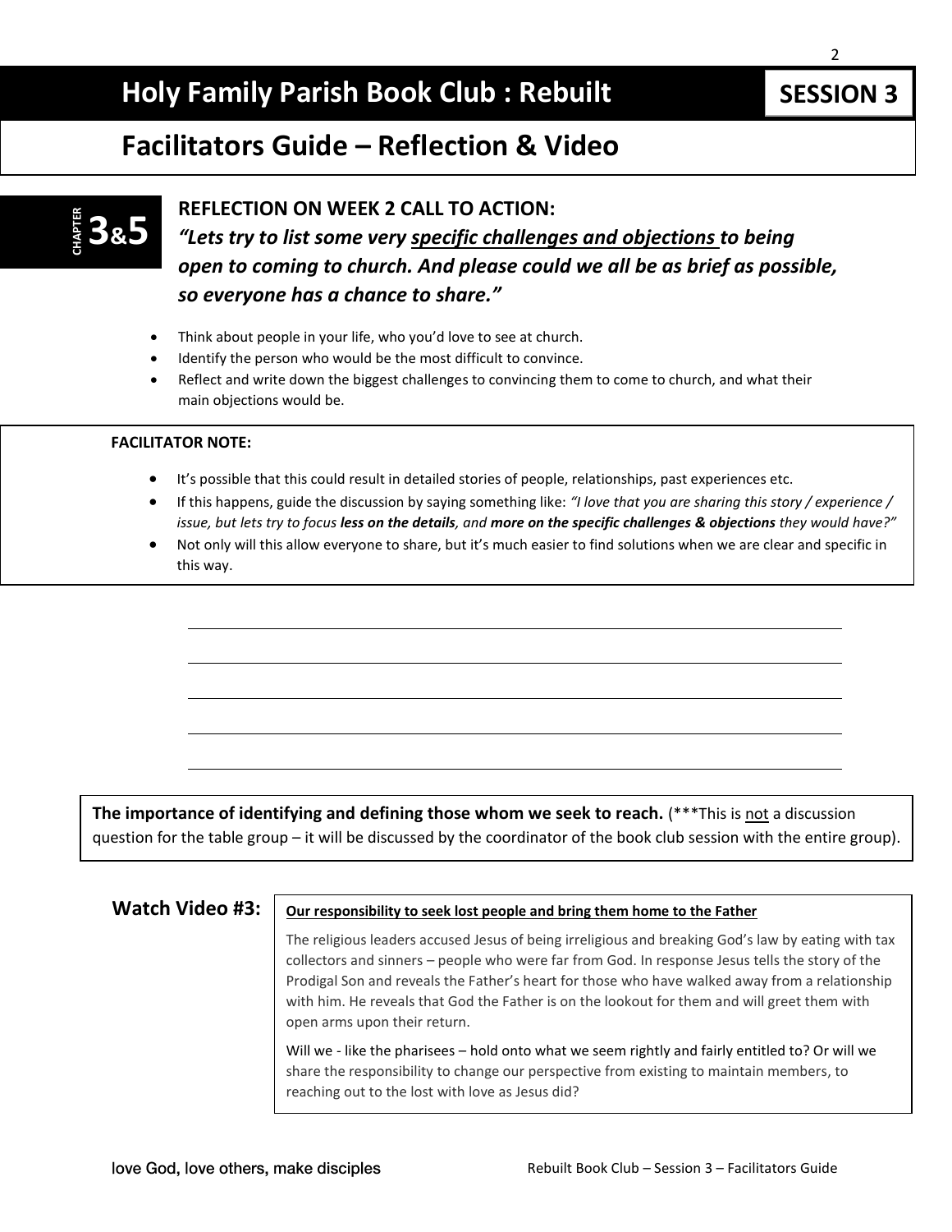# Holy Family Parish Book Club : Rebuilt

**SESSION 3**

## Facilitators Guide – Reflection & Video

**CHAPTER 3&5**

### REFLECTION ON WEEK 2 CALL TO ACTION:

***"Lets try to list some very specific challenges and objections to being open to coming to church. And please could we all be as brief as possible, so everyone has a chance to share."***

- Think about people in your life, who you'd love to see at church.
- Identify the person who would be the most difficult to convince.
- Reflect and write down the biggest challenges to convincing them to come to church, and what their main objections would be.

**FACILITATOR NOTE:**

- It's possible that this could result in detailed stories of people, relationships, past experiences etc.
- If this happens, guide the discussion by saying something like: *"I love that you are sharing this story / experience / issue, but lets try to focus* ***less on the details****, and* ***more on the specific challenges & objections*** *they would have?"*
- Not only will this allow everyone to share, but it's much easier to find solutions when we are clear and specific in this way.

______________________________________________

______________________________________________

______________________________________________

______________________________________________

______________________________________________

**The importance of identifying and defining those whom we seek to reach.** (***This is not a discussion question for the table group – it will be discussed by the coordinator of the book club session with the entire group).

**Watch Video #3:**

**Our responsibility to seek lost people and bring them home to the Father**

The religious leaders accused Jesus of being irreligious and breaking God's law by eating with tax collectors and sinners – people who were far from God. In response Jesus tells the story of the Prodigal Son and reveals the Father's heart for those who have walked away from a relationship with him. He reveals that God the Father is on the lookout for them and will greet them with open arms upon their return.

Will we - like the pharisees – hold onto what we seem rightly and fairly entitled to? Or will we share the responsibility to change our perspective from existing to maintain members, to reaching out to the lost with love as Jesus did?

love God, love others, make disciples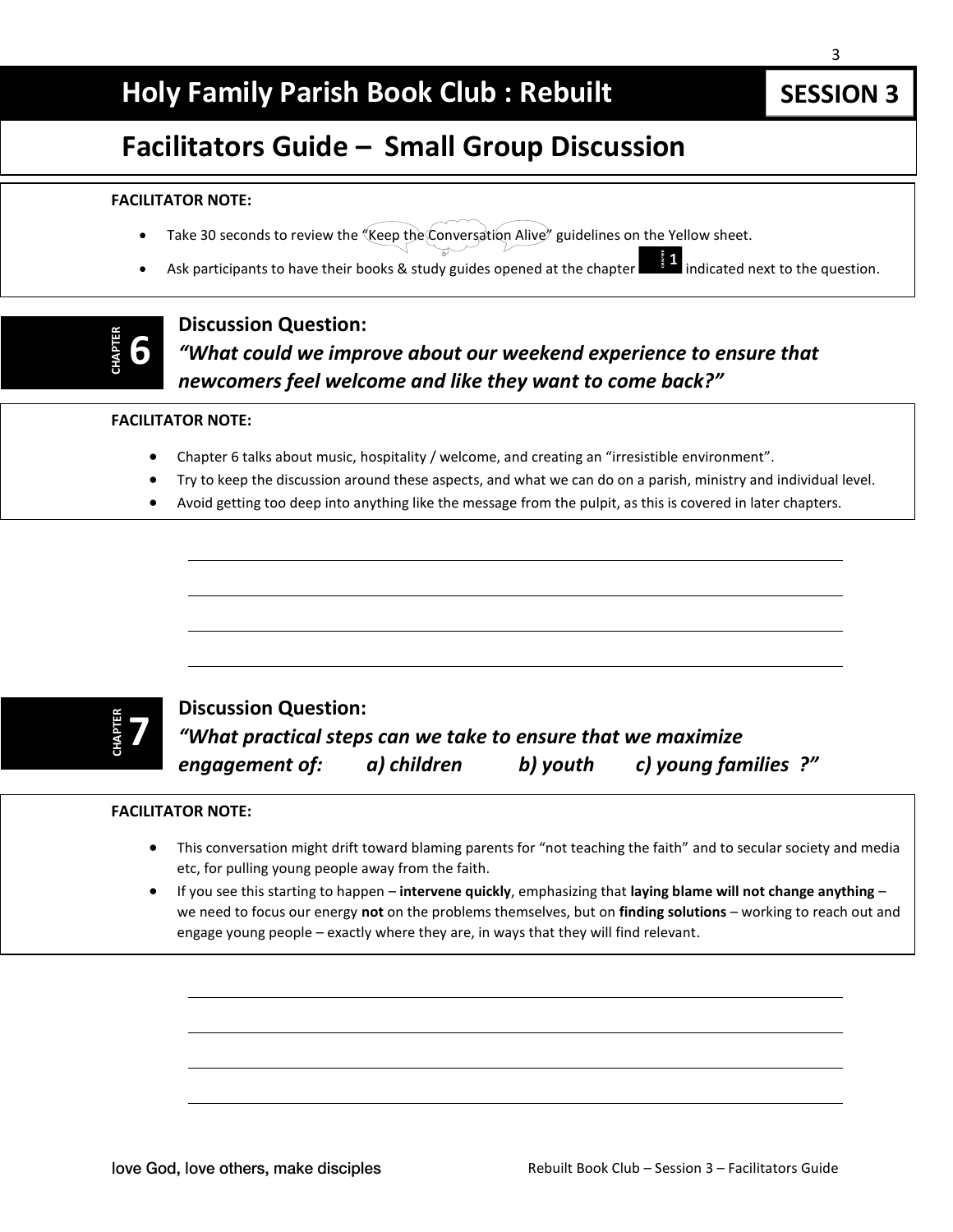# Holy Family Parish Book Club : Rebuilt

**SESSION 3**

## Facilitators Guide – Small Group Discussion

**FACILITATOR NOTE:**

- Take 30 seconds to review the "Keep the Conversation Alive" guidelines on the Yellow sheet.
- Ask participants to have their books & study guides opened at the chapter **CHAPTER 1** indicated next to the question.

**CHAPTER 6**

### Discussion Question:

***"What could we improve about our weekend experience to ensure that newcomers feel welcome and like they want to come back?"***

**FACILITATOR NOTE:**

- Chapter 6 talks about music, hospitality / welcome, and creating an "irresistible environment".
- Try to keep the discussion around these aspects, and what we can do on a parish, ministry and individual level.
- Avoid getting too deep into anything like the message from the pulpit, as this is covered in later chapters.

______________________________________________________________

______________________________________________________________

______________________________________________________________

______________________________________________________________

**CHAPTER 7**

### Discussion Question:

***"What practical steps can we take to ensure that we maximize engagement of: a) children b) youth c) young families ?"***

**FACILITATOR NOTE:**

- This conversation might drift toward blaming parents for "not teaching the faith" and to secular society and media etc, for pulling young people away from the faith.
- If you see this starting to happen – **intervene quickly**, emphasizing that **laying blame will not change anything** – we need to focus our energy **not** on the problems themselves, but on **finding solutions** – working to reach out and engage young people – exactly where they are, in ways that they will find relevant.

______________________________________________________________

______________________________________________________________

______________________________________________________________

______________________________________________________________

love God, love others, make disciples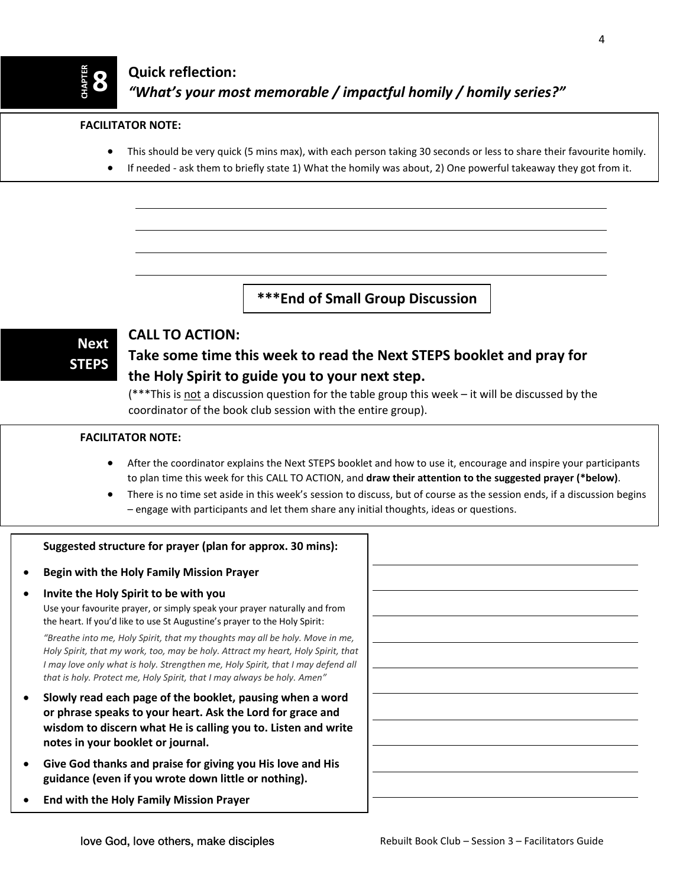## CHAPTER 8 Quick reflection:

### *"What's your most memorable / impactful homily / homily series?"*

**FACILITATOR NOTE:**

- This should be very quick (5 mins max), with each person taking 30 seconds or less to share their favourite homily.
- If needed - ask them to briefly state 1) What the homily was about, 2) One powerful takeaway they got from it.

**\*\*\*End of Small Group Discussion**

## Next STEPS CALL TO ACTION:

### Take some time this week to read the Next STEPS booklet and pray for the Holy Spirit to guide you to your next step.

(\*\*\*This is not a discussion question for the table group this week – it will be discussed by the coordinator of the book club session with the entire group).

**FACILITATOR NOTE:**

- After the coordinator explains the Next STEPS booklet and how to use it, encourage and inspire your participants to plan time this week for this CALL TO ACTION, and **draw their attention to the suggested prayer (\*below)**.
- There is no time set aside in this week's session to discuss, but of course as the session ends, if a discussion begins – engage with participants and let them share any initial thoughts, ideas or questions.

**Suggested structure for prayer (plan for approx. 30 mins):**

- **Begin with the Holy Family Mission Prayer**
- **Invite the Holy Spirit to be with you**
  Use your favourite prayer, or simply speak your prayer naturally and from the heart. If you'd like to use St Augustine's prayer to the Holy Spirit:
  *"Breathe into me, Holy Spirit, that my thoughts may all be holy. Move in me, Holy Spirit, that my work, too, may be holy. Attract my heart, Holy Spirit, that I may love only what is holy. Strengthen me, Holy Spirit, that I may defend all that is holy. Protect me, Holy Spirit, that I may always be holy. Amen"*
- **Slowly read each page of the booklet, pausing when a word or phrase speaks to your heart. Ask the Lord for grace and wisdom to discern what He is calling you to. Listen and write notes in your booklet or journal.**
- **Give God thanks and praise for giving you His love and His guidance (even if you wrote down little or nothing).**
- **End with the Holy Family Mission Prayer**

love God, love others, make disciples